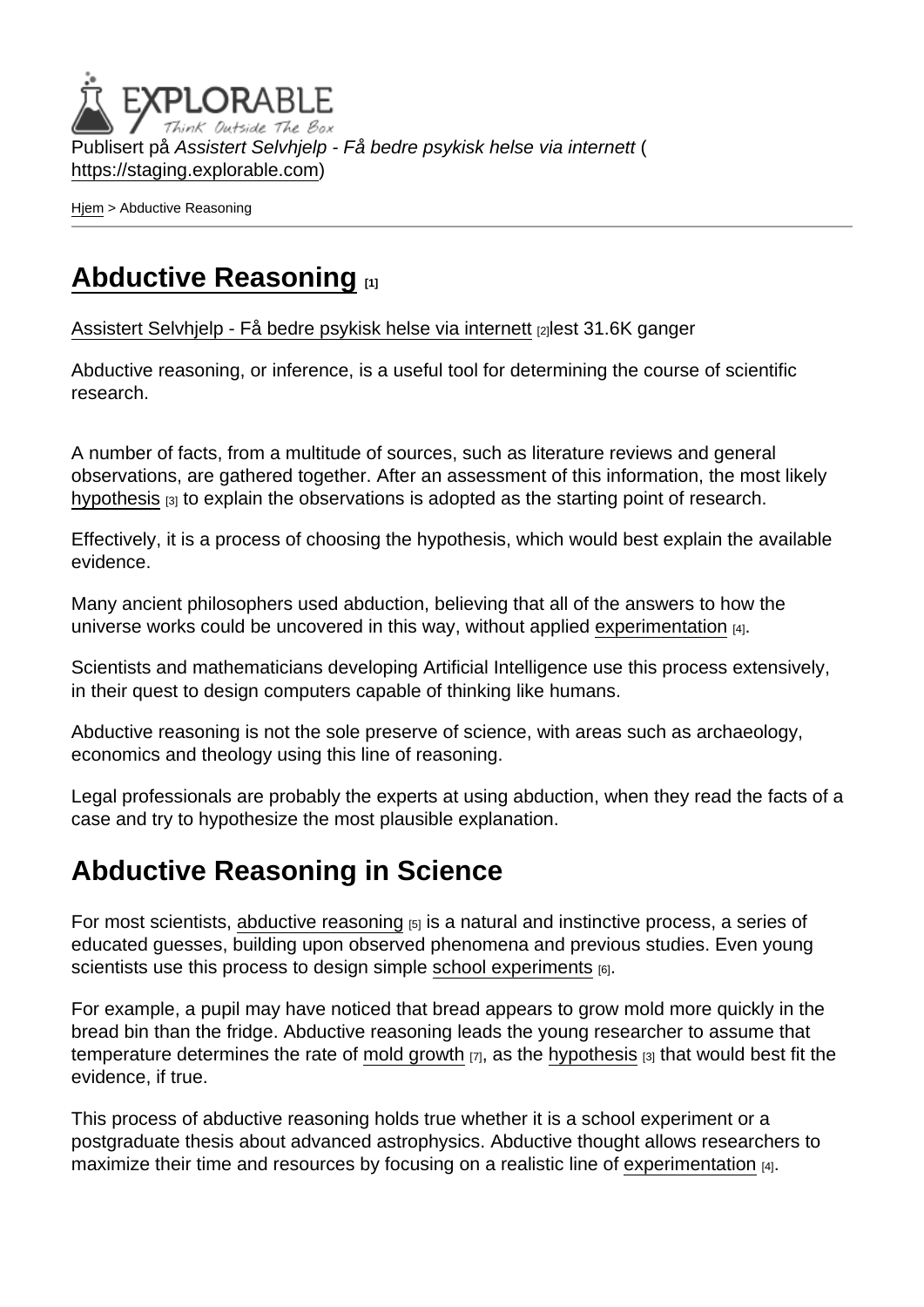Publisert på *Assistert Selvhjelp - Få bedre psykisk helse via internett* (https://staging.explorable.com)

Hjem > Abductive Reasoning

# Abductive Reasoning [1]

Assistert Selvhjelp - Få bedre psykisk helse via internett [2]lest 31.6K ganger

Abductive reasoning, or inference, is a useful tool for determining the course of scientific research.

A number of facts, from a multitude of sources, such as literature reviews and general observations, are gathered together. After an assessment of this information, the most likely hypothesis [3] to explain the observations is adopted as the starting point of research.

Effectively, it is a process of choosing the hypothesis, which would best explain the available evidence.

Many ancient philosophers used abduction, believing that all of the answers to how the universe works could be uncovered in this way, without applied experimentation [4].

Scientists and mathematicians developing Artificial Intelligence use this process extensively, in their quest to design computers capable of thinking like humans.

Abductive reasoning is not the sole preserve of science, with areas such as archaeology, economics and theology using this line of reasoning.

Legal professionals are probably the experts at using abduction, when they read the facts of a case and try to hypothesize the most plausible explanation.

## Abductive Reasoning in Science

For most scientists, abductive reasoning [5] is a natural and instinctive process, a series of educated guesses, building upon observed phenomena and previous studies. Even young scientists use this process to design simple school experiments [6].

For example, a pupil may have noticed that bread appears to grow mold more quickly in the bread bin than the fridge. Abductive reasoning leads the young researcher to assume that temperature determines the rate of mold growth [7], as the hypothesis [3] that would best fit the evidence, if true.

This process of abductive reasoning holds true whether it is a school experiment or a postgraduate thesis about advanced astrophysics. Abductive thought allows researchers to maximize their time and resources by focusing on a realistic line of experimentation [4].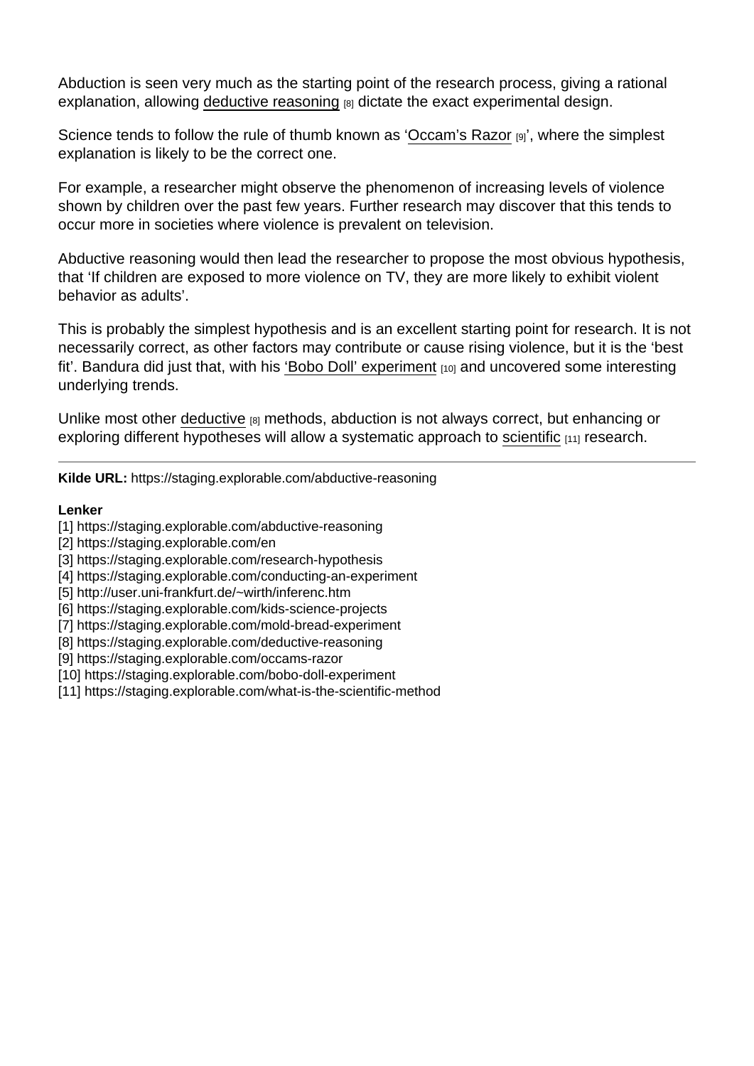Abduction is seen very much as the starting point of the research process, giving a rational explanation, allowing deductive reasoning [8] dictate the exact experimental design.

Science tends to follow the rule of thumb known as 'Occam's Razor [9]', where the simplest explanation is likely to be the correct one.

For example, a researcher might observe the phenomenon of increasing levels of violence shown by children over the past few years. Further research may discover that this tends to occur more in societies where violence is prevalent on television.

Abductive reasoning would then lead the researcher to propose the most obvious hypothesis, that 'If children are exposed to more violence on TV, they are more likely to exhibit violent behavior as adults'.

This is probably the simplest hypothesis and is an excellent starting point for research. It is not necessarily correct, as other factors may contribute or cause rising violence, but it is the 'best fit'. Bandura did just that, with his 'Bobo Doll' experiment [10] and uncovered some interesting underlying trends.

Unlike most other deductive [8] methods, abduction is not always correct, but enhancing or exploring different hypotheses will allow a systematic approach to scientific [11] research.

---

**Kilde URL:** https://staging.explorable.com/abductive-reasoning

**Lenker**
[1] https://staging.explorable.com/abductive-reasoning
[2] https://staging.explorable.com/en
[3] https://staging.explorable.com/research-hypothesis
[4] https://staging.explorable.com/conducting-an-experiment
[5] http://user.uni-frankfurt.de/~wirth/inferenc.htm
[6] https://staging.explorable.com/kids-science-projects
[7] https://staging.explorable.com/mold-bread-experiment
[8] https://staging.explorable.com/deductive-reasoning
[9] https://staging.explorable.com/occams-razor
[10] https://staging.explorable.com/bobo-doll-experiment
[11] https://staging.explorable.com/what-is-the-scientific-method